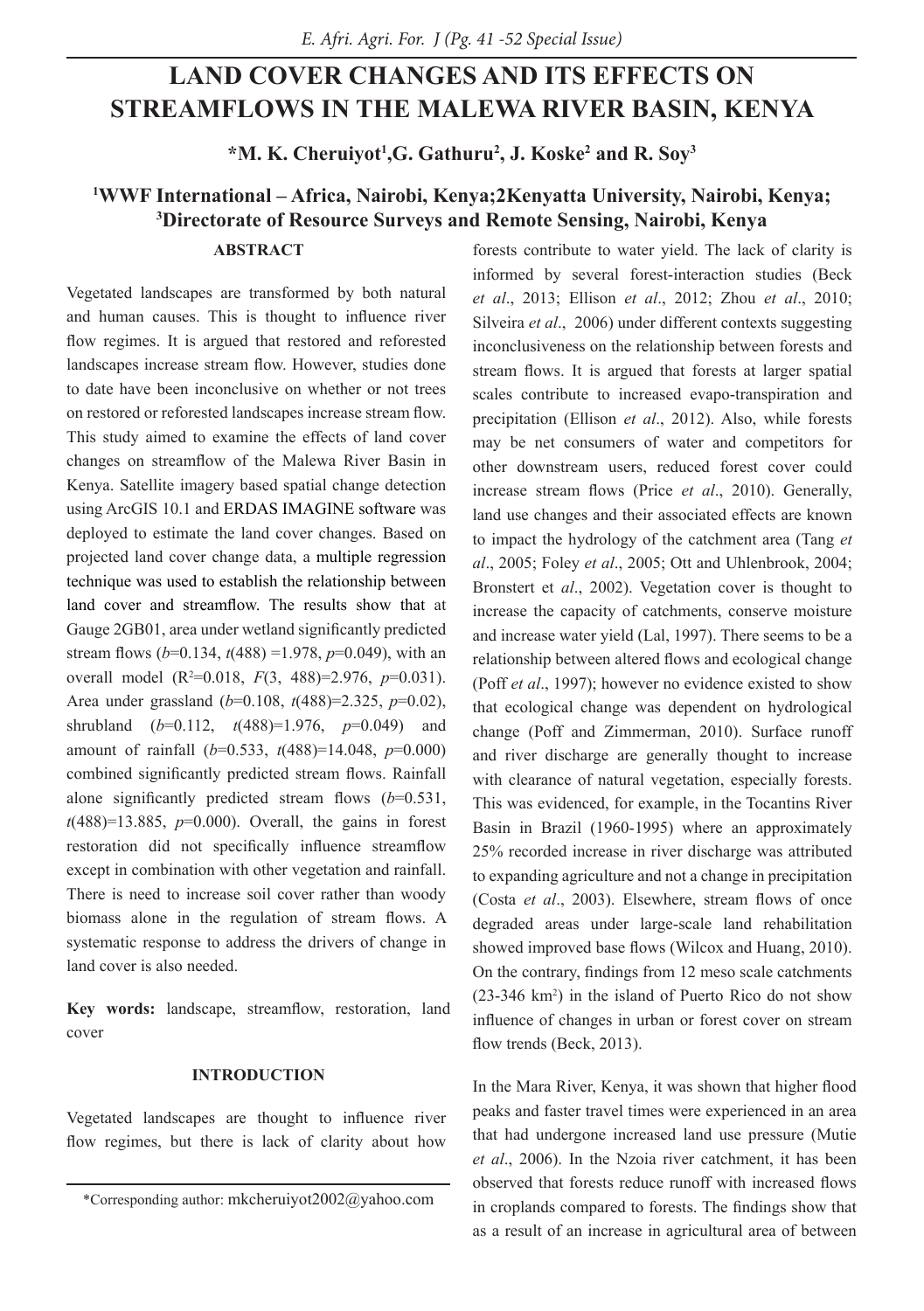# LAND COVER CHANGES AND ITS EFFECTS ON STREAMFLOWS IN THE MALEWA RIVER BASIN, KENYA

**\*M. K. Cheruiyot[1], G. Gathuru[2], J. Koske[2] and R. Soy[3]**

**[1]WWF International – Africa, Nairobi, Kenya; [2]Kenyatta University, Nairobi, Kenya; [3]Directorate of Resource Surveys and Remote Sensing, Nairobi, Kenya**

## ABSTRACT

Vegetated landscapes are transformed by both natural and human causes. This is thought to influence river flow regimes. It is argued that restored and reforested landscapes increase stream flow. However, studies done to date have been inconclusive on whether or not trees on restored or reforested landscapes increase stream flow. This study aimed to examine the effects of land cover changes on streamflow of the Malewa River Basin in Kenya. Satellite imagery based spatial change detection using ArcGIS 10.1 and ERDAS IMAGINE software was deployed to estimate the land cover changes. Based on projected land cover change data, a multiple regression technique was used to establish the relationship between land cover and streamflow. The results show that at Gauge 2GB01, area under wetland significantly predicted stream flows ($b$=0.134, $t(488)$ =1.978, $p$=0.049), with an overall model ($R^2$=0.018, $F(3, 488)$=2.976, $p$=0.031). Area under grassland ($b$=0.108, $t(488)$=2.325, $p$=0.02), shrubland ($b$=0.112, $t(488)$=1.976, $p$=0.049) and amount of rainfall ($b$=0.533, $t(488)$=14.048, $p$=0.000) combined significantly predicted stream flows. Rainfall alone significantly predicted stream flows ($b$=0.531, $t(488)$=13.885, $p$=0.000). Overall, the gains in forest restoration did not specifically influence streamflow except in combination with other vegetation and rainfall. There is need to increase soil cover rather than woody biomass alone in the regulation of stream flows. A systematic response to address the drivers of change in land cover is also needed.

**Key words:** landscape, streamflow, restoration, land cover

## INTRODUCTION

Vegetated landscapes are thought to influence river flow regimes, but there is lack of clarity about how forests contribute to water yield. The lack of clarity is informed by several forest-interaction studies (Beck *et al*., 2013; Ellison *et al*., 2012; Zhou *et al*., 2010; Silveira *et al*., 2006) under different contexts suggesting inconclusiveness on the relationship between forests and stream flows. It is argued that forests at larger spatial scales contribute to increased evapo-transpiration and precipitation (Ellison *et al*., 2012). Also, while forests may be net consumers of water and competitors for other downstream users, reduced forest cover could increase stream flows (Price *et al*., 2010). Generally, land use changes and their associated effects are known to impact the hydrology of the catchment area (Tang *et al*., 2005; Foley *et al*., 2005; Ott and Uhlenbrook, 2004; Bronstert et *al*., 2002). Vegetation cover is thought to increase the capacity of catchments, conserve moisture and increase water yield (Lal, 1997). There seems to be a relationship between altered flows and ecological change (Poff *et al*., 1997); however no evidence existed to show that ecological change was dependent on hydrological change (Poff and Zimmerman, 2010). Surface runoff and river discharge are generally thought to increase with clearance of natural vegetation, especially forests. This was evidenced, for example, in the Tocantins River Basin in Brazil (1960-1995) where an approximately 25% recorded increase in river discharge was attributed to expanding agriculture and not a change in precipitation (Costa *et al*., 2003). Elsewhere, stream flows of once degraded areas under large-scale land rehabilitation showed improved base flows (Wilcox and Huang, 2010). On the contrary, findings from 12 meso scale catchments (23-346 $km^2$) in the island of Puerto Rico do not show influence of changes in urban or forest cover on stream flow trends (Beck, 2013).

In the Mara River, Kenya, it was shown that higher flood peaks and faster travel times were experienced in an area that had undergone increased land use pressure (Mutie *et al*., 2006). In the Nzoia river catchment, it has been observed that forests reduce runoff with increased flows in croplands compared to forests. The findings show that as a result of an increase in agricultural area of between

\*Corresponding author: mkcheruiyot2002@yahoo.com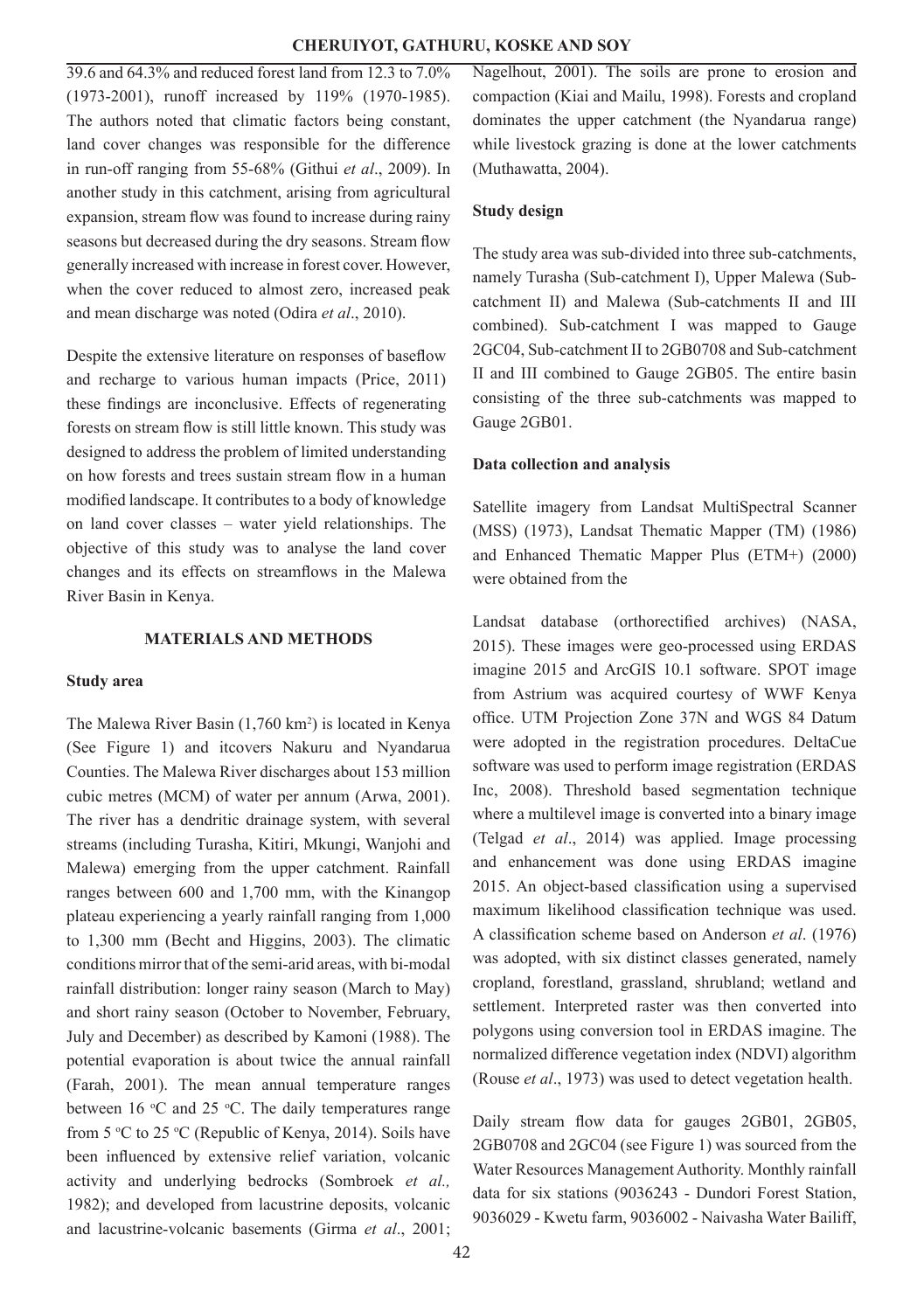39.6 and 64.3% and reduced forest land from 12.3 to 7.0% (1973-2001), runoff increased by 119% (1970-1985). The authors noted that climatic factors being constant, land cover changes was responsible for the difference in run-off ranging from 55-68% (Githui *et al*., 2009). In another study in this catchment, arising from agricultural expansion, stream flow was found to increase during rainy seasons but decreased during the dry seasons. Stream flow generally increased with increase in forest cover. However, when the cover reduced to almost zero, increased peak and mean discharge was noted (Odira *et al*., 2010).

Despite the extensive literature on responses of baseflow and recharge to various human impacts (Price, 2011) these findings are inconclusive. Effects of regenerating forests on stream flow is still little known. This study was designed to address the problem of limited understanding on how forests and trees sustain stream flow in a human modified landscape. It contributes to a body of knowledge on land cover classes – water yield relationships. The objective of this study was to analyse the land cover changes and its effects on streamflows in the Malewa River Basin in Kenya.

## MATERIALS AND METHODS

### Study area

The Malewa River Basin (1,760 km$^2$) is located in Kenya (See Figure 1) and itcovers Nakuru and Nyandarua Counties. The Malewa River discharges about 153 million cubic metres (MCM) of water per annum (Arwa, 2001). The river has a dendritic drainage system, with several streams (including Turasha, Kitiri, Mkungi, Wanjohi and Malewa) emerging from the upper catchment. Rainfall ranges between 600 and 1,700 mm, with the Kinangop plateau experiencing a yearly rainfall ranging from 1,000 to 1,300 mm (Becht and Higgins, 2003). The climatic conditions mirror that of the semi-arid areas, with bi-modal rainfall distribution: longer rainy season (March to May) and short rainy season (October to November, February, July and December) as described by Kamoni (1988). The potential evaporation is about twice the annual rainfall (Farah, 2001). The mean annual temperature ranges between 16 °C and 25 °C. The daily temperatures range from 5 °C to 25 °C (Republic of Kenya, 2014). Soils have been influenced by extensive relief variation, volcanic activity and underlying bedrocks (Sombroek *et al.,* 1982); and developed from lacustrine deposits, volcanic and lacustrine-volcanic basements (Girma *et al*., 2001; Nagelhout, 2001). The soils are prone to erosion and compaction (Kiai and Mailu, 1998). Forests and cropland dominates the upper catchment (the Nyandarua range) while livestock grazing is done at the lower catchments (Muthawatta, 2004).

### Study design

The study area was sub-divided into three sub-catchments, namely Turasha (Sub-catchment I), Upper Malewa (Sub-catchment II) and Malewa (Sub-catchments II and III combined). Sub-catchment I was mapped to Gauge 2GC04, Sub-catchment II to 2GB0708 and Sub-catchment II and III combined to Gauge 2GB05. The entire basin consisting of the three sub-catchments was mapped to Gauge 2GB01.

### Data collection and analysis

Satellite imagery from Landsat MultiSpectral Scanner (MSS) (1973), Landsat Thematic Mapper (TM) (1986) and Enhanced Thematic Mapper Plus (ETM+) (2000) were obtained from the Landsat database (orthorectified archives) (NASA, 2015). These images were geo-processed using ERDAS imagine 2015 and ArcGIS 10.1 software. SPOT image from Astrium was acquired courtesy of WWF Kenya office. UTM Projection Zone 37N and WGS 84 Datum were adopted in the registration procedures. DeltaCue software was used to perform image registration (ERDAS Inc, 2008). Threshold based segmentation technique where a multilevel image is converted into a binary image (Telgad *et al*., 2014) was applied. Image processing and enhancement was done using ERDAS imagine 2015. An object-based classification using a supervised maximum likelihood classification technique was used. A classification scheme based on Anderson *et al*. (1976) was adopted, with six distinct classes generated, namely cropland, forestland, grassland, shrubland; wetland and settlement. Interpreted raster was then converted into polygons using conversion tool in ERDAS imagine. The normalized difference vegetation index (NDVI) algorithm (Rouse *et al*., 1973) was used to detect vegetation health.

Daily stream flow data for gauges 2GB01, 2GB05, 2GB0708 and 2GC04 (see Figure 1) was sourced from the Water Resources Management Authority. Monthly rainfall data for six stations (9036243 - Dundori Forest Station, 9036029 - Kwetu farm, 9036002 - Naivasha Water Bailiff,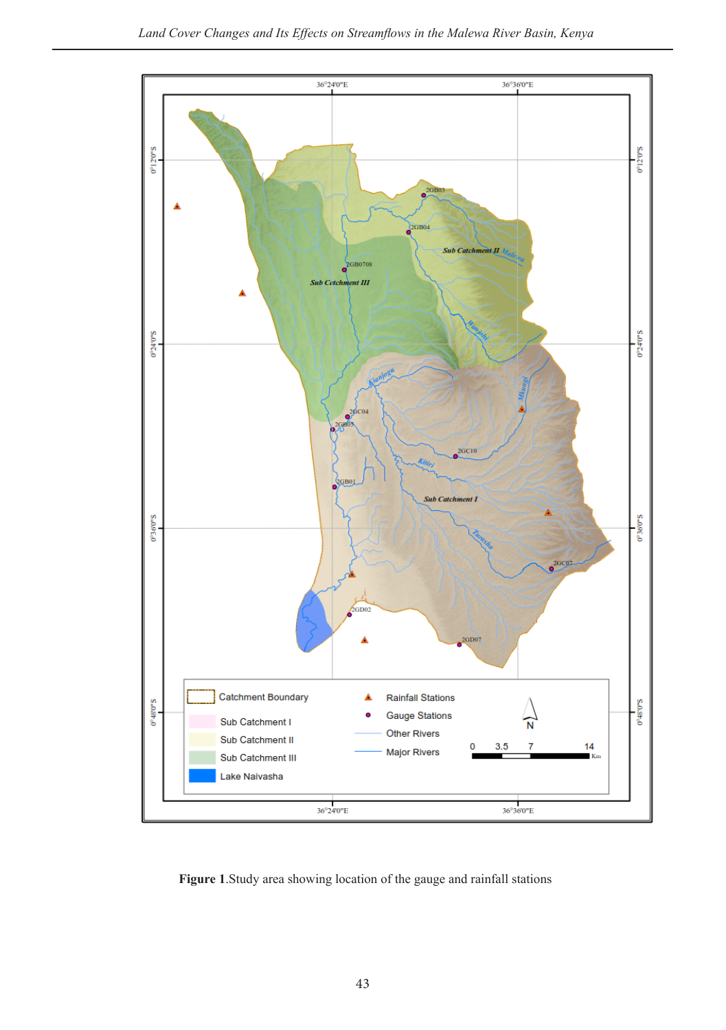36°24'0"E

36°36'0"E

0°12'0"S

0°24'0"S

0°36'0"S

0°48'0"S

2GB03

2GB04

Sub Catchment II

Malewa

2GB0708

Sub Catchment III

Wanjohi

Kianjogu

Mkungi

2GC04

2GB05

2GC10

Kitiri

2GB01

Sub Catchment I

Turasha

2GC07

2GD02

2GD07

Catchment Boundary

Sub Catchment I

Sub Catchment II

Sub Catchment III

Lake Naivasha

Rainfall Stations

Gauge Stations

Other Rivers

Major Rivers

N

0 3.5 7 14

Km

**Figure 1**.Study area showing location of the gauge and rainfall stations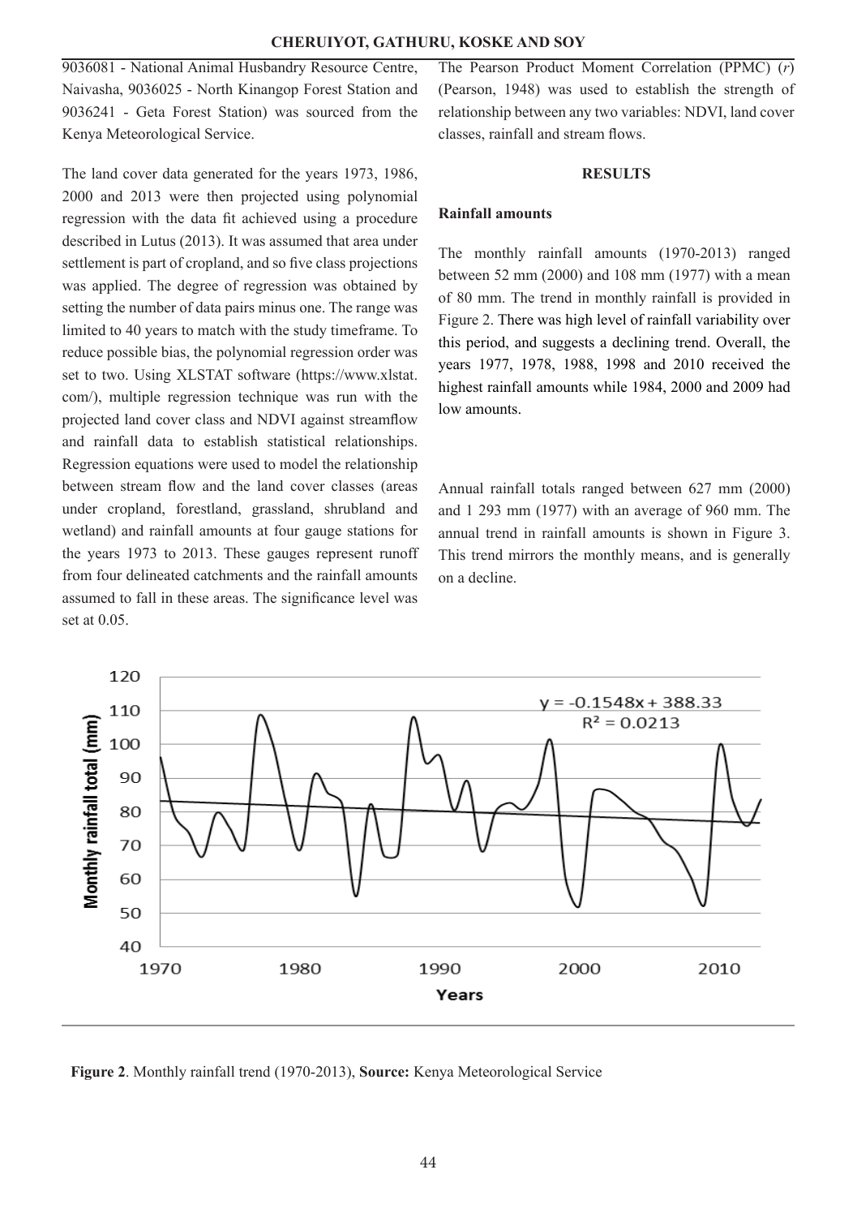9036081 - National Animal Husbandry Resource Centre, Naivasha, 9036025 - North Kinangop Forest Station and 9036241 - Geta Forest Station) was sourced from the Kenya Meteorological Service.

The land cover data generated for the years 1973, 1986, 2000 and 2013 were then projected using polynomial regression with the data fit achieved using a procedure described in Lutus (2013). It was assumed that area under settlement is part of cropland, and so five class projections was applied. The degree of regression was obtained by setting the number of data pairs minus one. The range was limited to 40 years to match with the study timeframe. To reduce possible bias, the polynomial regression order was set to two. Using XLSTAT software (https://www.xlstat.com/), multiple regression technique was run with the projected land cover class and NDVI against streamflow and rainfall data to establish statistical relationships. Regression equations were used to model the relationship between stream flow and the land cover classes (areas under cropland, forestland, grassland, shrubland and wetland) and rainfall amounts at four gauge stations for the years 1973 to 2013. These gauges represent runoff from four delineated catchments and the rainfall amounts assumed to fall in these areas. The significance level was set at 0.05.

The Pearson Product Moment Correlation (PPMC) (*r*) (Pearson, 1948) was used to establish the strength of relationship between any two variables: NDVI, land cover classes, rainfall and stream flows.

## RESULTS

### Rainfall amounts

The monthly rainfall amounts (1970-2013) ranged between 52 mm (2000) and 108 mm (1977) with a mean of 80 mm. The trend in monthly rainfall is provided in Figure 2. There was high level of rainfall variability over this period, and suggests a declining trend. Overall, the years 1977, 1978, 1988, 1998 and 2010 received the highest rainfall amounts while 1984, 2000 and 2009 had low amounts.

Annual rainfall totals ranged between 627 mm (2000) and 1 293 mm (1977) with an average of 960 mm. The annual trend in rainfall amounts is shown in Figure 3. This trend mirrors the monthly means, and is generally on a decline.

y = -0.1548x + 388.33
R² = 0.0213

Monthly rainfall total (mm)

120
110
100
90
80
70
60
50
40

1970
1980
1990
2000
2010

Years

**Figure 2**. Monthly rainfall trend (1970-2013), **Source:** Kenya Meteorological Service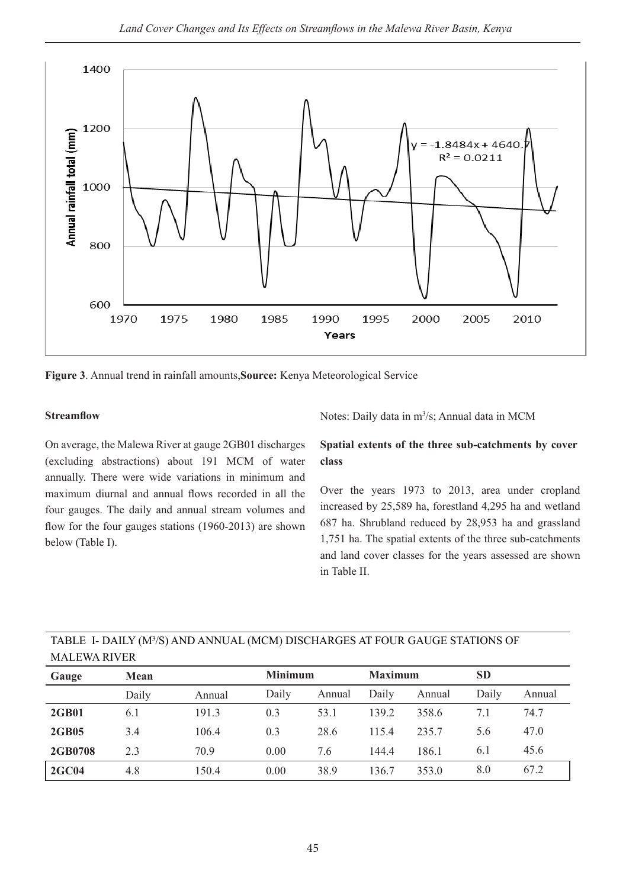**Figure 3**. Annual trend in rainfall amounts,**Source:** Kenya Meteorological Service

#### Streamflow

On average, the Malewa River at gauge 2GB01 discharges (excluding abstractions) about 191 MCM of water annually. There were wide variations in minimum and maximum diurnal and annual flows recorded in all the four gauges. The daily and annual stream volumes and flow for the four gauges stations (1960-2013) are shown below (Table I).

Notes: Daily data in $m^3/s$; Annual data in MCM

#### Spatial extents of the three sub-catchments by cover class

Over the years 1973 to 2013, area under cropland increased by 25,589 ha, forestland 4,295 ha and wetland 687 ha. Shrubland reduced by 28,953 ha and grassland 1,751 ha. The spatial extents of the three sub-catchments and land cover classes for the years assessed are shown in Table II.

TABLE I- DAILY ($M^3/S$) AND ANNUAL (MCM) DISCHARGES AT FOUR GAUGE STATIONS OF MALEWA RIVER

| Gauge | Mean | | Minimum | | Maximum | | SD | |
|---|---|---|---|---|---|---|---|---|
| | Daily | Annual | Daily | Annual | Daily | Annual | Daily | Annual |
| **2GB01** | 6.1 | 191.3 | 0.3 | 53.1 | 139.2 | 358.6 | 7.1 | 74.7 |
| **2GB05** | 3.4 | 106.4 | 0.3 | 28.6 | 115.4 | 235.7 | 5.6 | 47.0 |
| **2GB0708** | 2.3 | 70.9 | 0.00 | 7.6 | 144.4 | 186.1 | 6.1 | 45.6 |
| **2GC04** | 4.8 | 150.4 | 0.00 | 38.9 | 136.7 | 353.0 | 8.0 | 67.2 |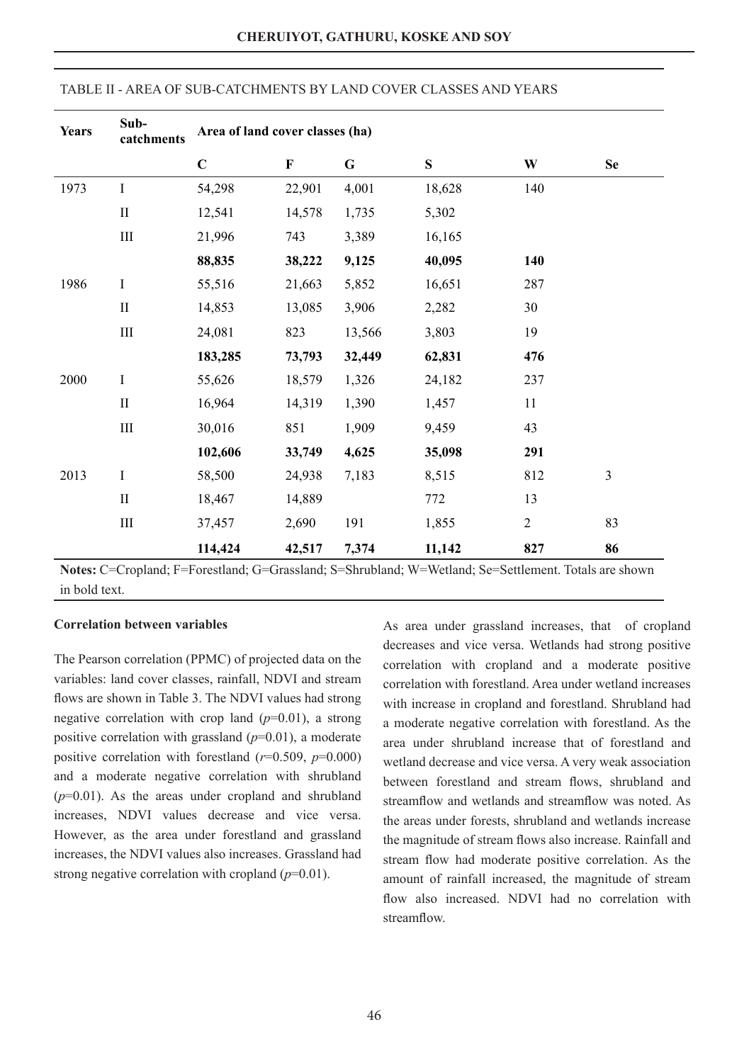TABLE II - AREA OF SUB-CATCHMENTS BY LAND COVER CLASSES AND YEARS

| Years | Sub-catchments | Area of land cover classes (ha) | | | | | |
|---|---|---|---|---|---|---|---|
| | | C | F | G | S | W | Se |
| 1973 | I | 54,298 | 22,901 | 4,001 | 18,628 | 140 | |
| | II | 12,541 | 14,578 | 1,735 | 5,302 | | |
| | III | 21,996 | 743 | 3,389 | 16,165 | | |
| | | **88,835** | **38,222** | **9,125** | **40,095** | **140** | |
| 1986 | I | 55,516 | 21,663 | 5,852 | 16,651 | 287 | |
| | II | 14,853 | 13,085 | 3,906 | 2,282 | 30 | |
| | III | 24,081 | 823 | 13,566 | 3,803 | 19 | |
| | | **183,285** | **73,793** | **32,449** | **62,831** | **476** | |
| 2000 | I | 55,626 | 18,579 | 1,326 | 24,182 | 237 | |
| | II | 16,964 | 14,319 | 1,390 | 1,457 | 11 | |
| | III | 30,016 | 851 | 1,909 | 9,459 | 43 | |
| | | **102,606** | **33,749** | **4,625** | **35,098** | **291** | |
| 2013 | I | 58,500 | 24,938 | 7,183 | 8,515 | 812 | 3 |
| | II | 18,467 | 14,889 | | 772 | 13 | |
| | III | 37,457 | 2,690 | 191 | 1,855 | 2 | 83 |
| | | **114,424** | **42,517** | **7,374** | **11,142** | **827** | **86** |

**Notes:** C=Cropland; F=Forestland; G=Grassland; S=Shrubland; W=Wetland; Se=Settlement. Totals are shown in bold text.

**Correlation between variables**

The Pearson correlation (PPMC) of projected data on the variables: land cover classes, rainfall, NDVI and stream flows are shown in Table 3. The NDVI values had strong negative correlation with crop land ($p$=0.01), a strong positive correlation with grassland ($p$=0.01), a moderate positive correlation with forestland ($r$=0.509, $p$=0.000) and a moderate negative correlation with shrubland ($p$=0.01). As the areas under cropland and shrubland increases, NDVI values decrease and vice versa. However, as the area under forestland and grassland increases, the NDVI values also increases. Grassland had strong negative correlation with cropland ($p$=0.01). As area under grassland increases, that of cropland decreases and vice versa. Wetlands had strong positive correlation with cropland and a moderate positive correlation with forestland. Area under wetland increases with increase in cropland and forestland. Shrubland had a moderate negative correlation with forestland. As the area under shrubland increase that of forestland and wetland decrease and vice versa. A very weak association between forestland and stream flows, shrubland and streamflow and wetlands and streamflow was noted. As the areas under forests, shrubland and wetlands increase the magnitude of stream flows also increase. Rainfall and stream flow had moderate positive correlation. As the amount of rainfall increased, the magnitude of stream flow also increased. NDVI had no correlation with streamflow.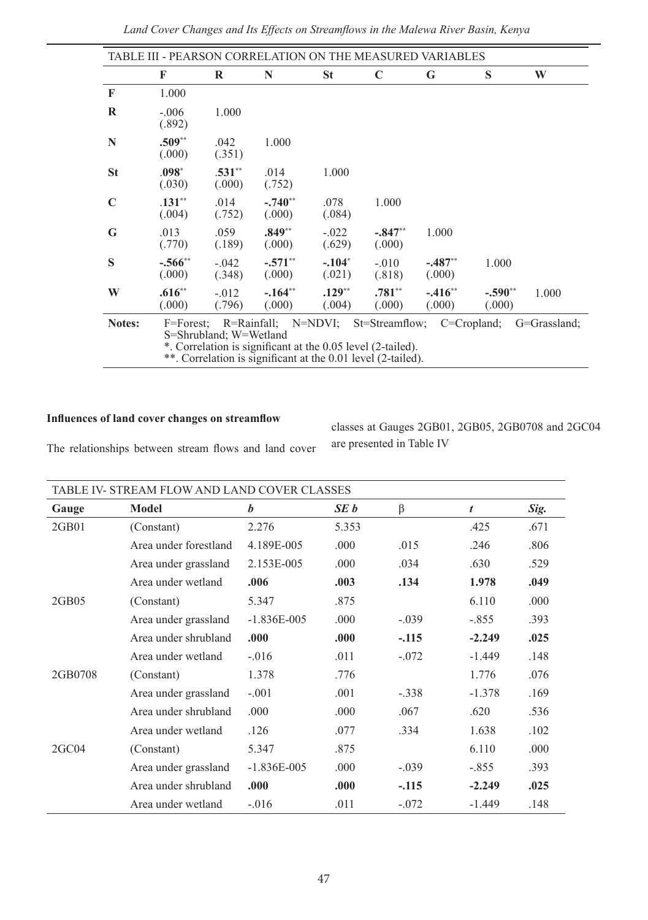TABLE III - PEARSON CORRELATION ON THE MEASURED VARIABLES

| | F | R | N | St | C | G | S | W |
|---|---|---|---|---|---|---|---|---|
| **F** | 1.000 | | | | | | | |
| **R** | -.006 (.892) | 1.000 | | | | | | |
| **N** | **.509**** (.000) | .042 (.351) | 1.000 | | | | | |
| **St** | .098* (.030) | .531** (.000) | .014 (.752) | 1.000 | | | | |
| **C** | .131** (.004) | .014 (.752) | **-.740**** (.000) | .078 (.084) | 1.000 | | | |
| **G** | .013 (.770) | .059 (.189) | **.849**** (.000) | -.022 (.629) | **-.847**** (.000) | 1.000 | | |
| **S** | **-.566**** (.000) | -.042 (.348) | **-.571**** (.000) | **-.104*** (.021) | -.010 (.818) | **-.487**** (.000) | 1.000 | |
| **W** | **.616**** (.000) | -.012 (.796) | **-.164**** (.000) | **.129**** (.004) | **.781**** (.000) | **-.416**** (.000) | **-.590**** (.000) | 1.000 |

**Notes:** F=Forest; R=Rainfall; N=NDVI; St=Streamflow; C=Cropland; G=Grassland; S=Shrubland; W=Wetland
*. Correlation is significant at the 0.05 level (2-tailed).
**. Correlation is significant at the 0.01 level (2-tailed).

#### Influences of land cover changes on streamflow

The relationships between stream flows and land cover classes at Gauges 2GB01, 2GB05, 2GB0708 and 2GC04 are presented in Table IV

TABLE IV- STREAM FLOW AND LAND COVER CLASSES

| Gauge | Model | *b* | *SE b* | β | *t* | *Sig.* |
|---|---|---|---|---|---|---|
| 2GB01 | (Constant) | 2.276 | 5.353 | | .425 | .671 |
| | Area under forestland | 4.189E-005 | .000 | .015 | .246 | .806 |
| | Area under grassland | 2.153E-005 | .000 | .034 | .630 | .529 |
| | Area under wetland | **.006** | **.003** | **.134** | **1.978** | **.049** |
| 2GB05 | (Constant) | 5.347 | .875 | | 6.110 | .000 |
| | Area under grassland | -1.836E-005 | .000 | -.039 | -.855 | .393 |
| | Area under shrubland | **.000** | **.000** | **-.115** | **-2.249** | **.025** |
| | Area under wetland | -.016 | .011 | -.072 | -1.449 | .148 |
| 2GB0708 | (Constant) | 1.378 | .776 | | 1.776 | .076 |
| | Area under grassland | -.001 | .001 | -.338 | -1.378 | .169 |
| | Area under shrubland | .000 | .000 | .067 | .620 | .536 |
| | Area under wetland | .126 | .077 | .334 | 1.638 | .102 |
| 2GC04 | (Constant) | 5.347 | .875 | | 6.110 | .000 |
| | Area under grassland | -1.836E-005 | .000 | -.039 | -.855 | .393 |
| | Area under shrubland | **.000** | **.000** | **-.115** | **-2.249** | **.025** |
| | Area under wetland | -.016 | .011 | -.072 | -1.449 | .148 |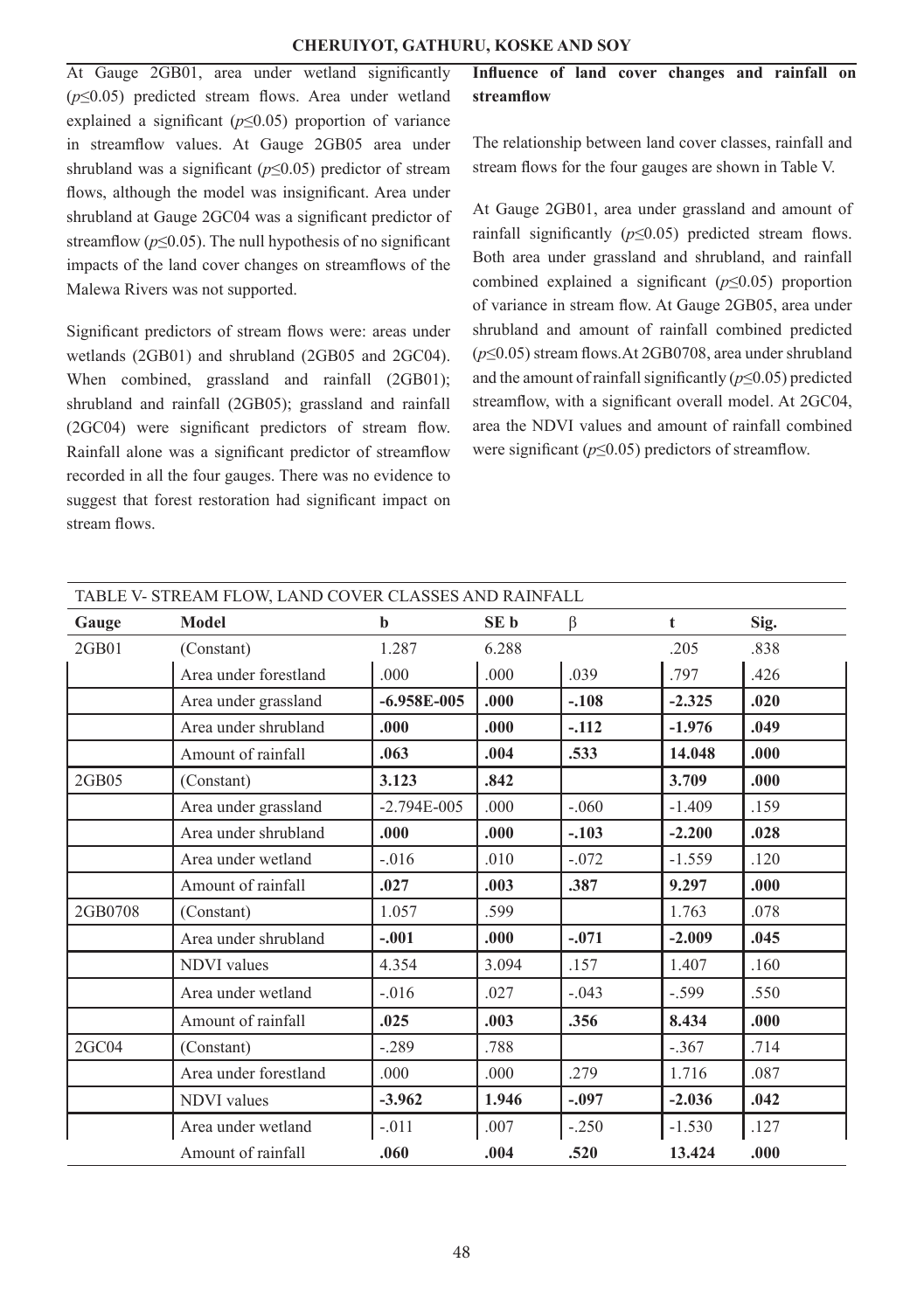At Gauge 2GB01, area under wetland significantly ($p \leq 0.05$) predicted stream flows. Area under wetland explained a significant ($p \leq 0.05$) proportion of variance in streamflow values. At Gauge 2GB05 area under shrubland was a significant ($p \leq 0.05$) predictor of stream flows, although the model was insignificant. Area under shrubland at Gauge 2GC04 was a significant predictor of streamflow ($p \leq 0.05$). The null hypothesis of no significant impacts of the land cover changes on streamflows of the Malewa Rivers was not supported.

Significant predictors of stream flows were: areas under wetlands (2GB01) and shrubland (2GB05 and 2GC04). When combined, grassland and rainfall (2GB01); shrubland and rainfall (2GB05); grassland and rainfall (2GC04) were significant predictors of stream flow. Rainfall alone was a significant predictor of streamflow recorded in all the four gauges. There was no evidence to suggest that forest restoration had significant impact on stream flows.

**Influence of land cover changes and rainfall on streamflow**

The relationship between land cover classes, rainfall and stream flows for the four gauges are shown in Table V.

At Gauge 2GB01, area under grassland and amount of rainfall significantly ($p \leq 0.05$) predicted stream flows. Both area under grassland and shrubland, and rainfall combined explained a significant ($p \leq 0.05$) proportion of variance in stream flow. At Gauge 2GB05, area under shrubland and amount of rainfall combined predicted ($p \leq 0.05$) stream flows.At 2GB0708, area under shrubland and the amount of rainfall significantly ($p \leq 0.05$) predicted streamflow, with a significant overall model. At 2GC04, area the NDVI values and amount of rainfall combined were significant ($p \leq 0.05$) predictors of streamflow.

TABLE V- STREAM FLOW, LAND COVER CLASSES AND RAINFALL

| Gauge | Model | b | SE b | β | t | Sig. |
|---|---|---|---|---|---|---|
| 2GB01 | (Constant) | 1.287 | 6.288 | | .205 | .838 |
| | Area under forestland | .000 | .000 | .039 | .797 | .426 |
| | Area under grassland | **-6.958E-005** | **.000** | **-.108** | **-2.325** | **.020** |
| | Area under shrubland | **.000** | **.000** | **-.112** | **-1.976** | **.049** |
| | Amount of rainfall | **.063** | **.004** | **.533** | **14.048** | **.000** |
| 2GB05 | (Constant) | **3.123** | **.842** | | **3.709** | **.000** |
| | Area under grassland | -2.794E-005 | .000 | -.060 | -1.409 | .159 |
| | Area under shrubland | **.000** | **.000** | **-.103** | **-2.200** | **.028** |
| | Area under wetland | -.016 | .010 | -.072 | -1.559 | .120 |
| | Amount of rainfall | **.027** | **.003** | **.387** | **9.297** | **.000** |
| 2GB0708 | (Constant) | 1.057 | .599 | | 1.763 | .078 |
| | Area under shrubland | **-.001** | **.000** | **-.071** | **-2.009** | **.045** |
| | NDVI values | 4.354 | 3.094 | .157 | 1.407 | .160 |
| | Area under wetland | -.016 | .027 | -.043 | -.599 | .550 |
| | Amount of rainfall | **.025** | **.003** | **.356** | **8.434** | **.000** |
| 2GC04 | (Constant) | -.289 | .788 | | -.367 | .714 |
| | Area under forestland | .000 | .000 | .279 | 1.716 | .087 |
| | NDVI values | **-3.962** | **1.946** | **-.097** | **-2.036** | **.042** |
| | Area under wetland | -.011 | .007 | -.250 | -1.530 | .127 |
| | Amount of rainfall | **.060** | **.004** | **.520** | **13.424** | **.000** |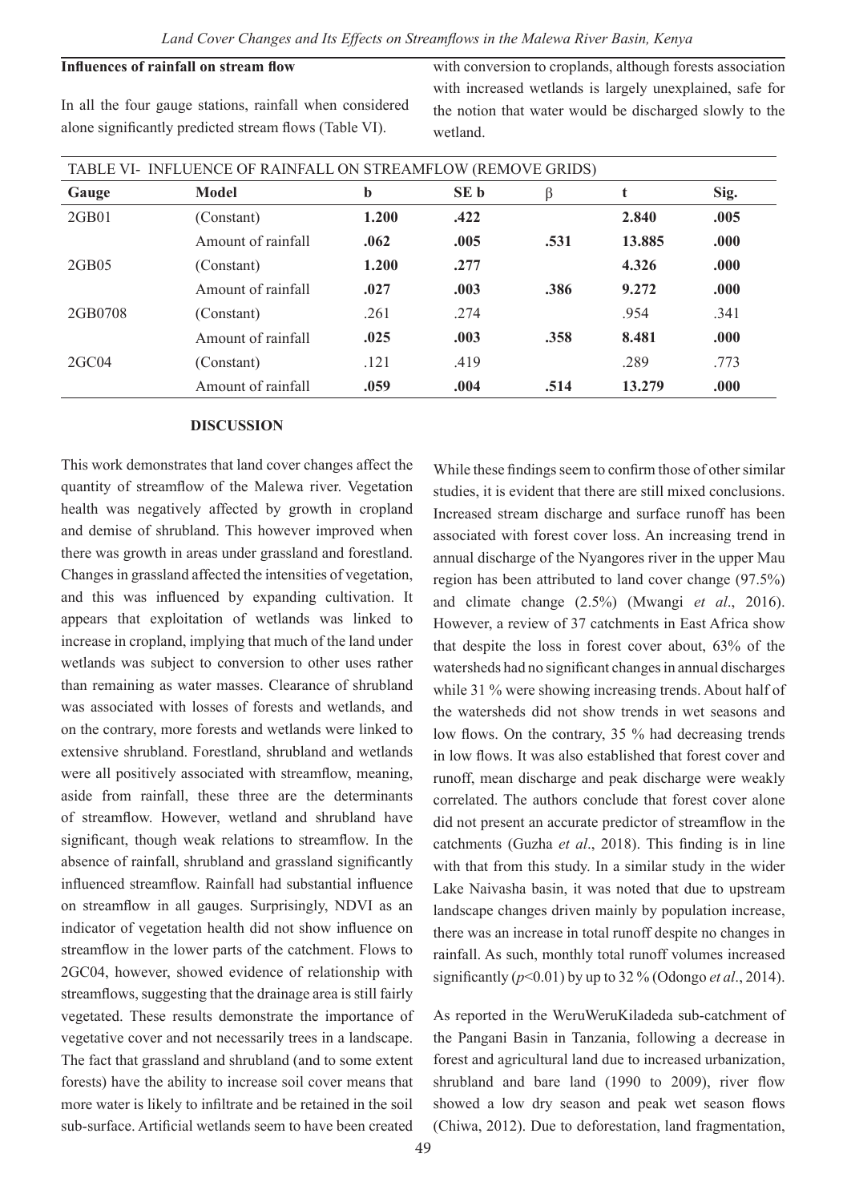### Influences of rainfall on stream flow

In all the four gauge stations, rainfall when considered alone significantly predicted stream flows (Table VI).

with conversion to croplands, although forests association with increased wetlands is largely unexplained, safe for the notion that water would be discharged slowly to the wetland.

TABLE VI- INFLUENCE OF RAINFALL ON STREAMFLOW (REMOVE GRIDS)

| Gauge | Model | b | SE b | β | t | Sig. |
|---|---|---|---|---|---|---|
| 2GB01 | (Constant) | **1.200** | **.422** | | **2.840** | **.005** |
| | Amount of rainfall | **.062** | **.005** | **.531** | **13.885** | **.000** |
| 2GB05 | (Constant) | **1.200** | **.277** | | **4.326** | **.000** |
| | Amount of rainfall | **.027** | **.003** | **.386** | **9.272** | **.000** |
| 2GB0708 | (Constant) | .261 | .274 | | .954 | .341 |
| | Amount of rainfall | **.025** | **.003** | **.358** | **8.481** | **.000** |
| 2GC04 | (Constant) | .121 | .419 | | .289 | .773 |
| | Amount of rainfall | **.059** | **.004** | **.514** | **13.279** | **.000** |

## DISCUSSION

This work demonstrates that land cover changes affect the quantity of streamflow of the Malewa river. Vegetation health was negatively affected by growth in cropland and demise of shrubland. This however improved when there was growth in areas under grassland and forestland. Changes in grassland affected the intensities of vegetation, and this was influenced by expanding cultivation. It appears that exploitation of wetlands was linked to increase in cropland, implying that much of the land under wetlands was subject to conversion to other uses rather than remaining as water masses. Clearance of shrubland was associated with losses of forests and wetlands, and on the contrary, more forests and wetlands were linked to extensive shrubland. Forestland, shrubland and wetlands were all positively associated with streamflow, meaning, aside from rainfall, these three are the determinants of streamflow. However, wetland and shrubland have significant, though weak relations to streamflow. In the absence of rainfall, shrubland and grassland significantly influenced streamflow. Rainfall had substantial influence on streamflow in all gauges. Surprisingly, NDVI as an indicator of vegetation health did not show influence on streamflow in the lower parts of the catchment. Flows to 2GC04, however, showed evidence of relationship with streamflows, suggesting that the drainage area is still fairly vegetated. These results demonstrate the importance of vegetative cover and not necessarily trees in a landscape. The fact that grassland and shrubland (and to some extent forests) have the ability to increase soil cover means that more water is likely to infiltrate and be retained in the soil sub-surface. Artificial wetlands seem to have been created

While these findings seem to confirm those of other similar studies, it is evident that there are still mixed conclusions. Increased stream discharge and surface runoff has been associated with forest cover loss. An increasing trend in annual discharge of the Nyangores river in the upper Mau region has been attributed to land cover change (97.5%) and climate change (2.5%) (Mwangi *et al*., 2016). However, a review of 37 catchments in East Africa show that despite the loss in forest cover about, 63% of the watersheds had no significant changes in annual discharges while 31 % were showing increasing trends. About half of the watersheds did not show trends in wet seasons and low flows. On the contrary, 35 % had decreasing trends in low flows. It was also established that forest cover and runoff, mean discharge and peak discharge were weakly correlated. The authors conclude that forest cover alone did not present an accurate predictor of streamflow in the catchments (Guzha *et al*., 2018). This finding is in line with that from this study. In a similar study in the wider Lake Naivasha basin, it was noted that due to upstream landscape changes driven mainly by population increase, there was an increase in total runoff despite no changes in rainfall. As such, monthly total runoff volumes increased significantly ($p<0.01$) by up to 32 % (Odongo *et al*., 2014).

As reported in the WeruWeruKiladeda sub-catchment of the Pangani Basin in Tanzania, following a decrease in forest and agricultural land due to increased urbanization, shrubland and bare land (1990 to 2009), river flow showed a low dry season and peak wet season flows (Chiwa, 2012). Due to deforestation, land fragmentation,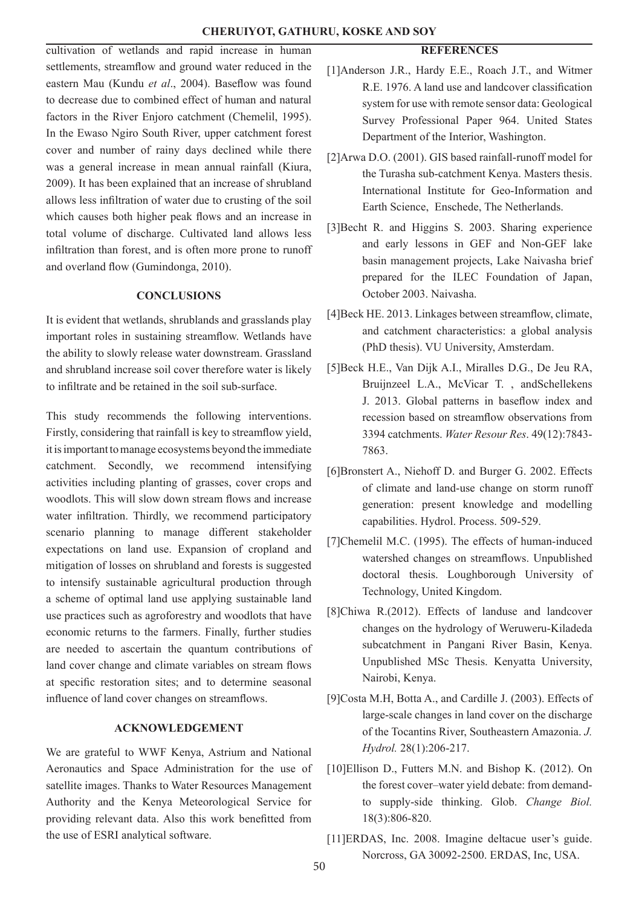cultivation of wetlands and rapid increase in human settlements, streamflow and ground water reduced in the eastern Mau (Kundu *et al*., 2004). Baseflow was found to decrease due to combined effect of human and natural factors in the River Enjoro catchment (Chemelil, 1995). In the Ewaso Ngiro South River, upper catchment forest cover and number of rainy days declined while there was a general increase in mean annual rainfall (Kiura, 2009). It has been explained that an increase of shrubland allows less infiltration of water due to crusting of the soil which causes both higher peak flows and an increase in total volume of discharge. Cultivated land allows less infiltration than forest, and is often more prone to runoff and overland flow (Gumindonga, 2010).

## CONCLUSIONS

It is evident that wetlands, shrublands and grasslands play important roles in sustaining streamflow. Wetlands have the ability to slowly release water downstream. Grassland and shrubland increase soil cover therefore water is likely to infiltrate and be retained in the soil sub-surface.

This study recommends the following interventions. Firstly, considering that rainfall is key to streamflow yield, it is important to manage ecosystems beyond the immediate catchment. Secondly, we recommend intensifying activities including planting of grasses, cover crops and woodlots. This will slow down stream flows and increase water infiltration. Thirdly, we recommend participatory scenario planning to manage different stakeholder expectations on land use. Expansion of cropland and mitigation of losses on shrubland and forests is suggested to intensify sustainable agricultural production through a scheme of optimal land use applying sustainable land use practices such as agroforestry and woodlots that have economic returns to the farmers. Finally, further studies are needed to ascertain the quantum contributions of land cover change and climate variables on stream flows at specific restoration sites; and to determine seasonal influence of land cover changes on streamflows.

## ACKNOWLEDGEMENT

We are grateful to WWF Kenya, Astrium and National Aeronautics and Space Administration for the use of satellite images. Thanks to Water Resources Management Authority and the Kenya Meteorological Service for providing relevant data. Also this work benefitted from the use of ESRI analytical software.

## REFERENCES

[1]Anderson J.R., Hardy E.E., Roach J.T., and Witmer R.E. 1976. A land use and landcover classification system for use with remote sensor data: Geological Survey Professional Paper 964. United States Department of the Interior, Washington.

[2]Arwa D.O. (2001). GIS based rainfall-runoff model for the Turasha sub-catchment Kenya. Masters thesis. International Institute for Geo-Information and Earth Science, Enschede, The Netherlands.

[3]Becht R. and Higgins S. 2003. Sharing experience and early lessons in GEF and Non-GEF lake basin management projects, Lake Naivasha brief prepared for the ILEC Foundation of Japan, October 2003. Naivasha.

[4]Beck HE. 2013. Linkages between streamflow, climate, and catchment characteristics: a global analysis (PhD thesis). VU University, Amsterdam.

[5]Beck H.E., Van Dijk A.I., Miralles D.G., De Jeu RA, Bruijnzeel L.A., McVicar T. , andSchellekens J. 2013. Global patterns in baseflow index and recession based on streamflow observations from 3394 catchments. *Water Resour Res*. 49(12):7843-7863.

[6]Bronstert A., Niehoff D. and Burger G. 2002. Effects of climate and land-use change on storm runoff generation: present knowledge and modelling capabilities. Hydrol. Process. 509-529.

[7]Chemelil M.C. (1995). The effects of human-induced watershed changes on streamflows. Unpublished doctoral thesis. Loughborough University of Technology, United Kingdom.

[8]Chiwa R.(2012). Effects of landuse and landcover changes on the hydrology of Weruweru-Kiladeda subcatchment in Pangani River Basin, Kenya. Unpublished MSc Thesis. Kenyatta University, Nairobi, Kenya.

[9]Costa M.H, Botta A., and Cardille J. (2003). Effects of large-scale changes in land cover on the discharge of the Tocantins River, Southeastern Amazonia. *J. Hydrol.* 28(1):206-217.

[10]Ellison D., Futters M.N. and Bishop K. (2012). On the forest cover–water yield debate: from demand-to supply-side thinking. Glob. *Change Biol.* 18(3):806-820.

[11]ERDAS, Inc. 2008. Imagine deltacue user's guide. Norcross, GA 30092-2500. ERDAS, Inc, USA.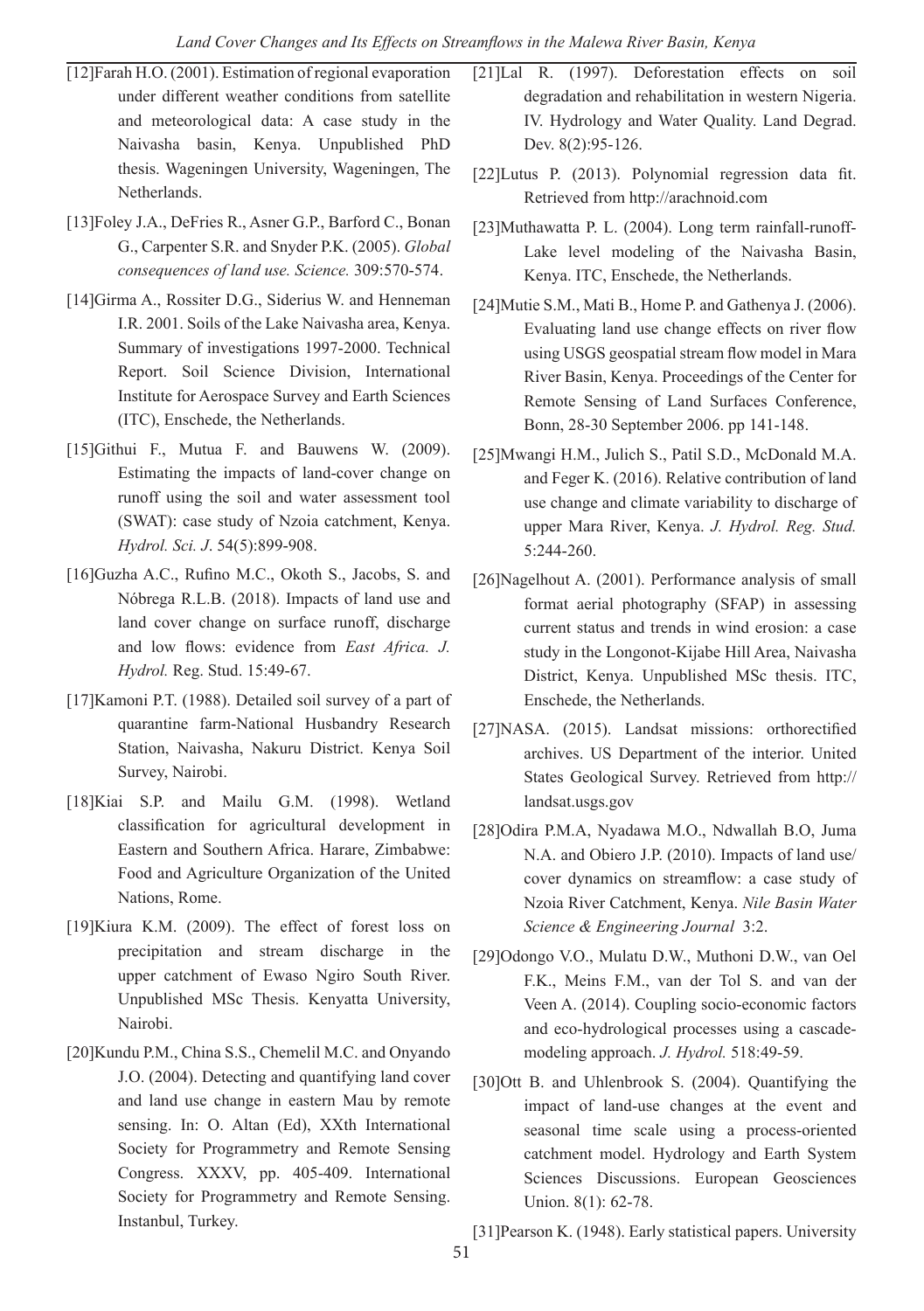[12]Farah H.O. (2001). Estimation of regional evaporation under different weather conditions from satellite and meteorological data: A case study in the Naivasha basin, Kenya. Unpublished PhD thesis. Wageningen University, Wageningen, The Netherlands.

[13]Foley J.A., DeFries R., Asner G.P., Barford C., Bonan G., Carpenter S.R. and Snyder P.K. (2005). *Global consequences of land use. Science.* 309:570-574.

[14]Girma A., Rossiter D.G., Siderius W. and Henneman I.R. 2001. Soils of the Lake Naivasha area, Kenya. Summary of investigations 1997-2000. Technical Report. Soil Science Division, International Institute for Aerospace Survey and Earth Sciences (ITC), Enschede, the Netherlands.

[15]Githui F., Mutua F. and Bauwens W. (2009). Estimating the impacts of land-cover change on runoff using the soil and water assessment tool (SWAT): case study of Nzoia catchment, Kenya. *Hydrol. Sci. J*. 54(5):899-908.

[16]Guzha A.C., Rufino M.C., Okoth S., Jacobs, S. and Nóbrega R.L.B. (2018). Impacts of land use and land cover change on surface runoff, discharge and low flows: evidence from *East Africa. J. Hydrol.* Reg. Stud. 15:49-67.

[17]Kamoni P.T. (1988). Detailed soil survey of a part of quarantine farm-National Husbandry Research Station, Naivasha, Nakuru District. Kenya Soil Survey, Nairobi.

[18]Kiai S.P. and Mailu G.M. (1998). Wetland classification for agricultural development in Eastern and Southern Africa. Harare, Zimbabwe: Food and Agriculture Organization of the United Nations, Rome.

[19]Kiura K.M. (2009). The effect of forest loss on precipitation and stream discharge in the upper catchment of Ewaso Ngiro South River. Unpublished MSc Thesis. Kenyatta University, Nairobi.

[20]Kundu P.M., China S.S., Chemelil M.C. and Onyando J.O. (2004). Detecting and quantifying land cover and land use change in eastern Mau by remote sensing. In: O. Altan (Ed), XXth International Society for Programmetry and Remote Sensing Congress. XXXV, pp. 405-409. International Society for Programmetry and Remote Sensing. Instanbul, Turkey.

[21]Lal R. (1997). Deforestation effects on soil degradation and rehabilitation in western Nigeria. IV. Hydrology and Water Quality. Land Degrad. Dev. 8(2):95-126.

[22]Lutus P. (2013). Polynomial regression data fit. Retrieved from http://arachnoid.com

[23]Muthawatta P. L. (2004). Long term rainfall-runoff-Lake level modeling of the Naivasha Basin, Kenya. ITC, Enschede, the Netherlands.

[24]Mutie S.M., Mati B., Home P. and Gathenya J. (2006). Evaluating land use change effects on river flow using USGS geospatial stream flow model in Mara River Basin, Kenya. Proceedings of the Center for Remote Sensing of Land Surfaces Conference, Bonn, 28-30 September 2006. pp 141-148.

[25]Mwangi H.M., Julich S., Patil S.D., McDonald M.A. and Feger K. (2016). Relative contribution of land use change and climate variability to discharge of upper Mara River, Kenya. *J. Hydrol. Reg. Stud.* 5:244-260.

[26]Nagelhout A. (2001). Performance analysis of small format aerial photography (SFAP) in assessing current status and trends in wind erosion: a case study in the Longonot-Kijabe Hill Area, Naivasha District, Kenya. Unpublished MSc thesis. ITC, Enschede, the Netherlands.

[27]NASA. (2015). Landsat missions: orthorectified archives. US Department of the interior. United States Geological Survey. Retrieved from http://landsat.usgs.gov

[28]Odira P.M.A, Nyadawa M.O., Ndwallah B.O, Juma N.A. and Obiero J.P. (2010). Impacts of land use/cover dynamics on streamflow: a case study of Nzoia River Catchment, Kenya. *Nile Basin Water Science & Engineering Journal* 3:2.

[29]Odongo V.O., Mulatu D.W., Muthoni D.W., van Oel F.K., Meins F.M., van der Tol S. and van der Veen A. (2014). Coupling socio-economic factors and eco-hydrological processes using a cascade-modeling approach. *J. Hydrol.* 518:49-59.

[30]Ott B. and Uhlenbrook S. (2004). Quantifying the impact of land-use changes at the event and seasonal time scale using a process-oriented catchment model. Hydrology and Earth System Sciences Discussions. European Geosciences Union. 8(1): 62-78.

[31]Pearson K. (1948). Early statistical papers. University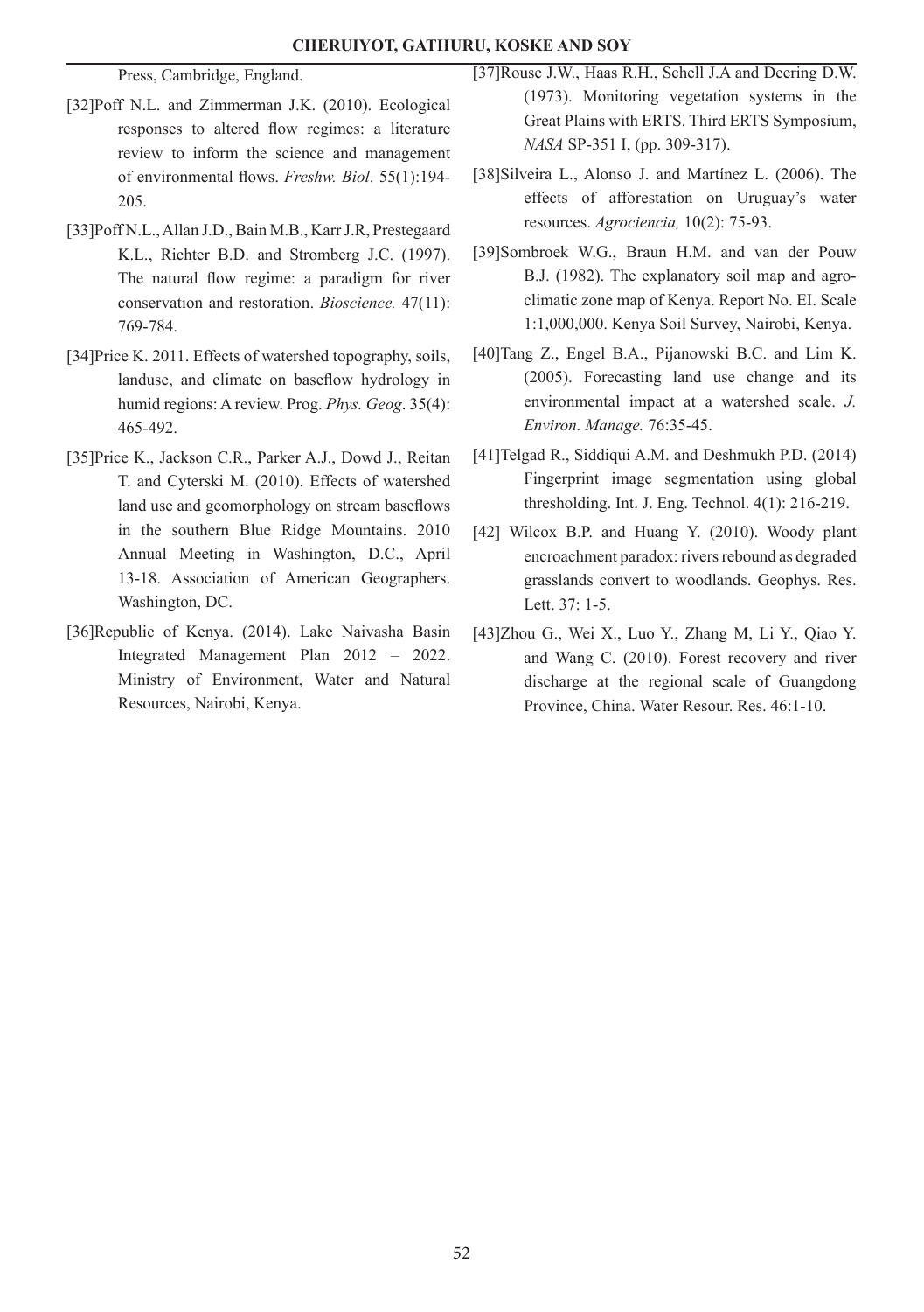Press, Cambridge, England.

[32]Poff N.L. and Zimmerman J.K. (2010). Ecological responses to altered flow regimes: a literature review to inform the science and management of environmental flows. *Freshw. Biol*. 55(1):194-205.

[33]Poff N.L., Allan J.D., Bain M.B., Karr J.R, Prestegaard K.L., Richter B.D. and Stromberg J.C. (1997). The natural flow regime: a paradigm for river conservation and restoration. *Bioscience.* 47(11): 769-784.

[34]Price K. 2011. Effects of watershed topography, soils, landuse, and climate on baseflow hydrology in humid regions: A review. Prog. *Phys. Geog*. 35(4): 465-492.

[35]Price K., Jackson C.R., Parker A.J., Dowd J., Reitan T. and Cyterski M. (2010). Effects of watershed land use and geomorphology on stream baseflows in the southern Blue Ridge Mountains. 2010 Annual Meeting in Washington, D.C., April 13-18. Association of American Geographers. Washington, DC.

[36]Republic of Kenya. (2014). Lake Naivasha Basin Integrated Management Plan 2012 – 2022. Ministry of Environment, Water and Natural Resources, Nairobi, Kenya.

[37]Rouse J.W., Haas R.H., Schell J.A and Deering D.W. (1973). Monitoring vegetation systems in the Great Plains with ERTS. Third ERTS Symposium, *NASA* SP-351 I, (pp. 309-317).

[38]Silveira L., Alonso J. and Martínez L. (2006). The effects of afforestation on Uruguay's water resources. *Agrociencia,* 10(2): 75-93.

[39]Sombroek W.G., Braun H.M. and van der Pouw B.J. (1982). The explanatory soil map and agro-climatic zone map of Kenya. Report No. EI. Scale 1:1,000,000. Kenya Soil Survey, Nairobi, Kenya.

[40]Tang Z., Engel B.A., Pijanowski B.C. and Lim K. (2005). Forecasting land use change and its environmental impact at a watershed scale. *J. Environ. Manage.* 76:35-45.

[41]Telgad R., Siddiqui A.M. and Deshmukh P.D. (2014) Fingerprint image segmentation using global thresholding. Int. J. Eng. Technol. 4(1): 216-219.

[42] Wilcox B.P. and Huang Y. (2010). Woody plant encroachment paradox: rivers rebound as degraded grasslands convert to woodlands. Geophys. Res. Lett. 37: 1-5.

[43]Zhou G., Wei X., Luo Y., Zhang M, Li Y., Qiao Y. and Wang C. (2010). Forest recovery and river discharge at the regional scale of Guangdong Province, China. Water Resour. Res. 46:1-10.